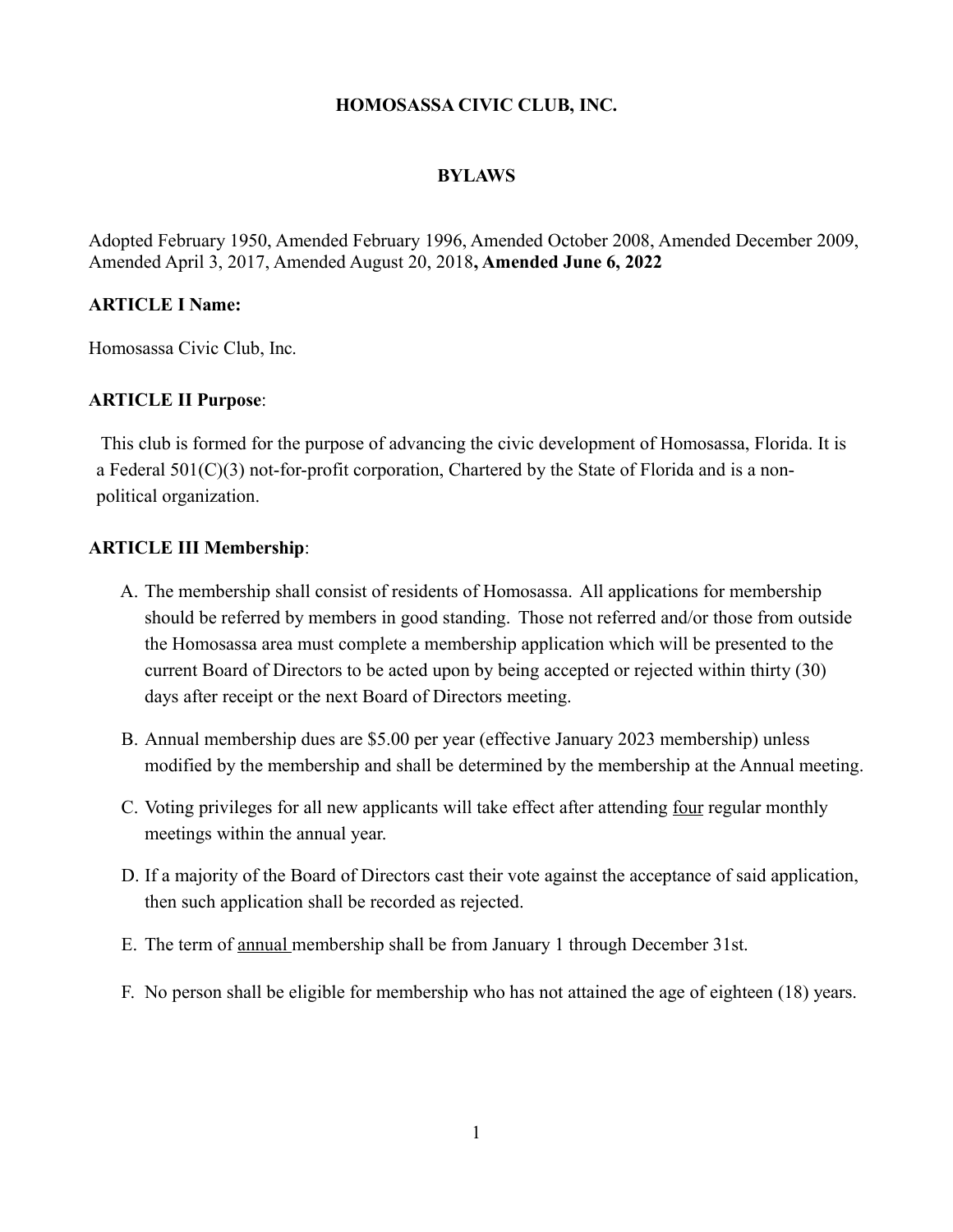# HOMOSASSA CIVIC CLUB, INC.

## BYLAWS

Adopted February 1950, Amended February 1996, Amended October 2008, Amended December 2009, Amended April 3, 2017, Amended August 20, 2018**, Amended June 6, 2022**

### ARTICLE I Name:

Homosassa Civic Club, Inc.

### ARTICLE II Purpose:

This club is formed for the purpose of advancing the civic development of Homosassa, Florida. It is a Federal 501(C)(3) not-for-profit corporation, Chartered by the State of Florida and is a non-political organization.

### ARTICLE III Membership:

A. The membership shall consist of residents of Homosassa. All applications for membership should be referred by members in good standing. Those not referred and/or those from outside the Homosassa area must complete a membership application which will be presented to the current Board of Directors to be acted upon by being accepted or rejected within thirty (30) days after receipt or the next Board of Directors meeting.

B. Annual membership dues are $5.00 per year (effective January 2023 membership) unless modified by the membership and shall be determined by the membership at the Annual meeting.

C. Voting privileges for all new applicants will take effect after attending <u>four</u> regular monthly meetings within the annual year.

D. If a majority of the Board of Directors cast their vote against the acceptance of said application, then such application shall be recorded as rejected.

E. The term of <u>annual</u> membership shall be from January 1 through December 31st.

F. No person shall be eligible for membership who has not attained the age of eighteen (18) years.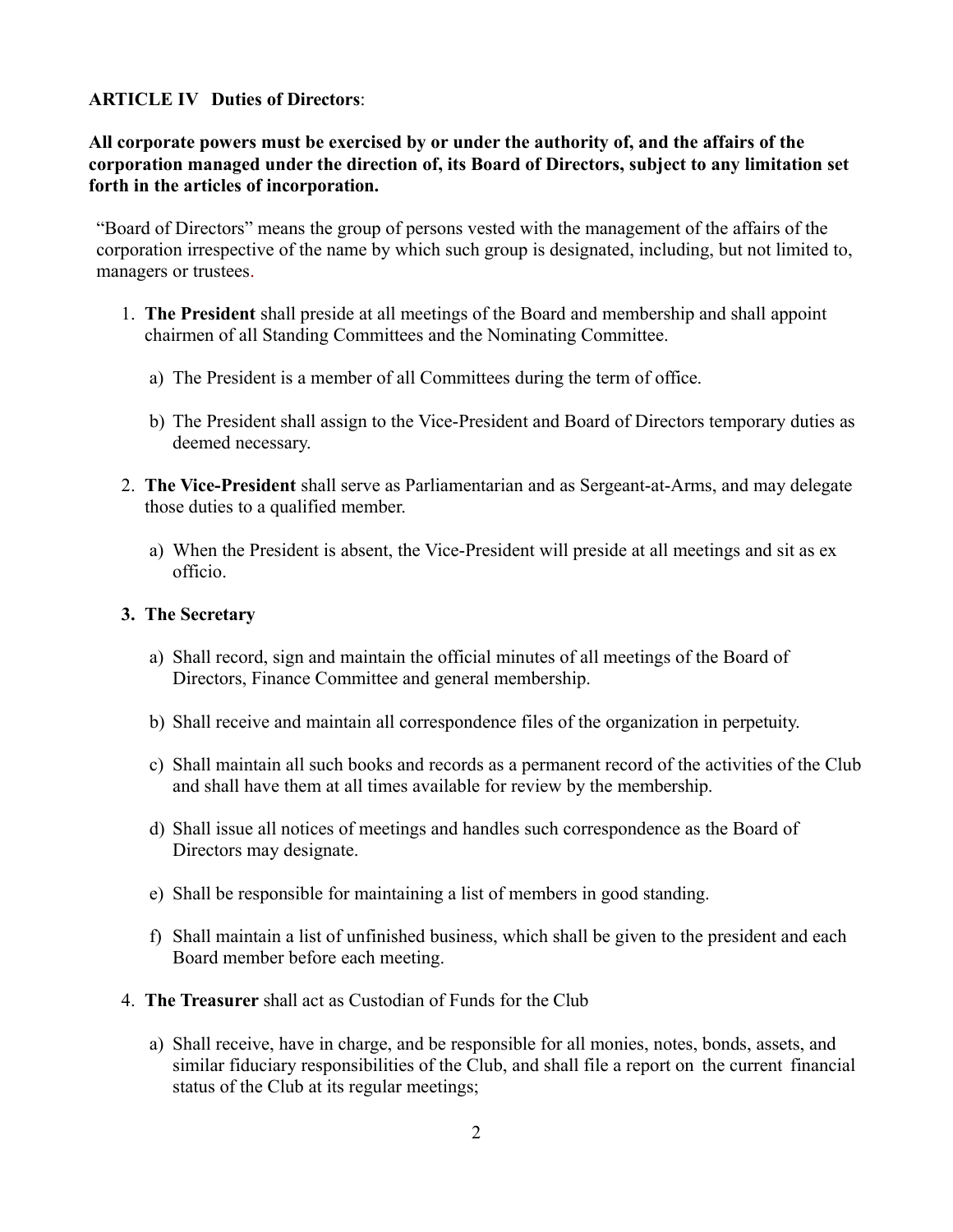**ARTICLE IV Duties of Directors**:

**All corporate powers must be exercised by or under the authority of, and the affairs of the corporation managed under the direction of, its Board of Directors, subject to any limitation set forth in the articles of incorporation.**

"Board of Directors" means the group of persons vested with the management of the affairs of the corporation irrespective of the name by which such group is designated, including, but not limited to, managers or trustees.

1. **The President** shall preside at all meetings of the Board and membership and shall appoint chairmen of all Standing Committees and the Nominating Committee.

   a) The President is a member of all Committees during the term of office.

   b) The President shall assign to the Vice-President and Board of Directors temporary duties as deemed necessary.

2. **The Vice-President** shall serve as Parliamentarian and as Sergeant-at-Arms, and may delegate those duties to a qualified member.

   a) When the President is absent, the Vice-President will preside at all meetings and sit as ex officio.

3. **The Secretary**

   a) Shall record, sign and maintain the official minutes of all meetings of the Board of Directors, Finance Committee and general membership.

   b) Shall receive and maintain all correspondence files of the organization in perpetuity.

   c) Shall maintain all such books and records as a permanent record of the activities of the Club and shall have them at all times available for review by the membership.

   d) Shall issue all notices of meetings and handles such correspondence as the Board of Directors may designate.

   e) Shall be responsible for maintaining a list of members in good standing.

   f) Shall maintain a list of unfinished business, which shall be given to the president and each Board member before each meeting.

4. **The Treasurer** shall act as Custodian of Funds for the Club

   a) Shall receive, have in charge, and be responsible for all monies, notes, bonds, assets, and similar fiduciary responsibilities of the Club, and shall file a report on the current financial status of the Club at its regular meetings;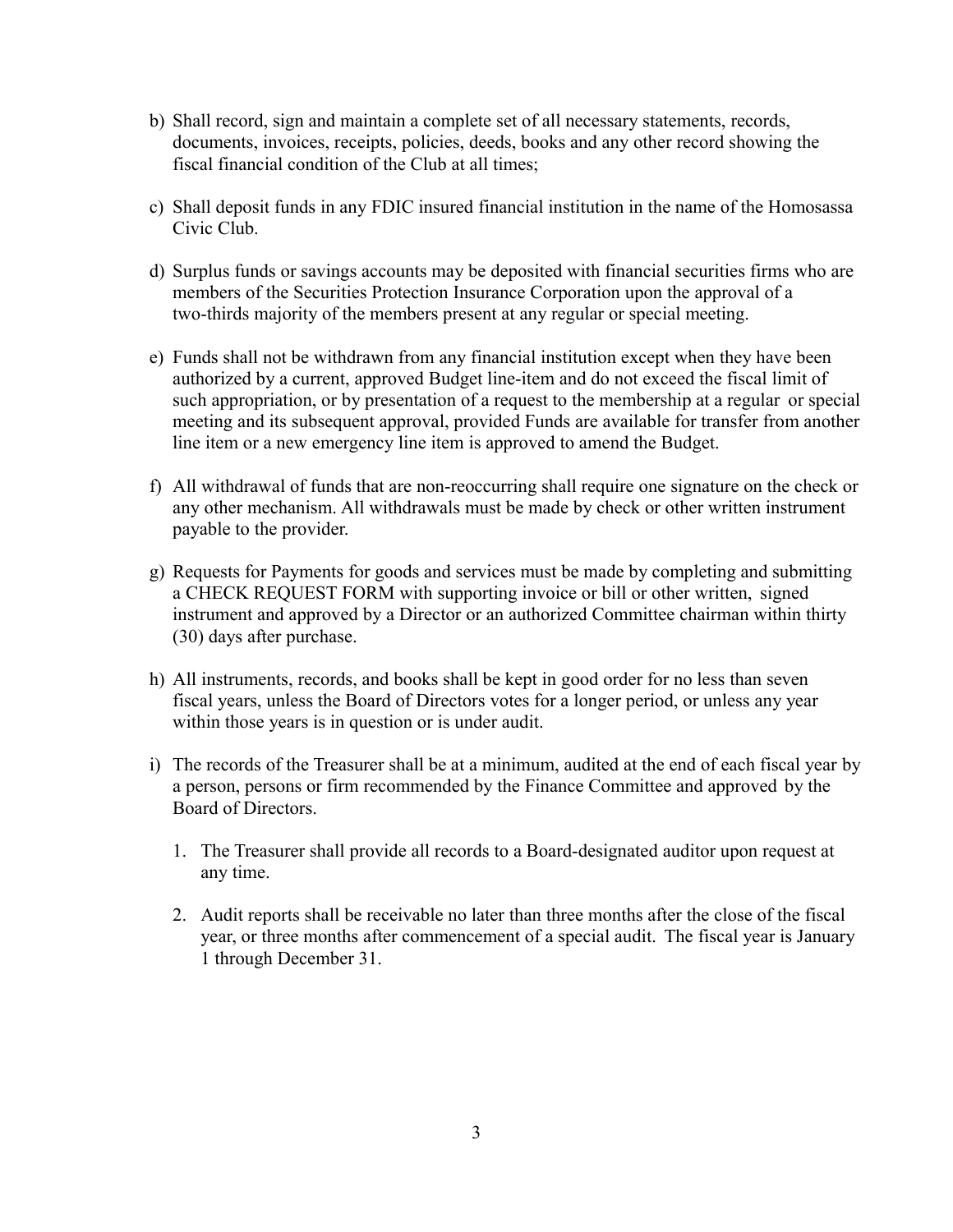b) Shall record, sign and maintain a complete set of all necessary statements, records, documents, invoices, receipts, policies, deeds, books and any other record showing the fiscal financial condition of the Club at all times;

c) Shall deposit funds in any FDIC insured financial institution in the name of the Homosassa Civic Club.

d) Surplus funds or savings accounts may be deposited with financial securities firms who are members of the Securities Protection Insurance Corporation upon the approval of a two-thirds majority of the members present at any regular or special meeting.

e) Funds shall not be withdrawn from any financial institution except when they have been authorized by a current, approved Budget line-item and do not exceed the fiscal limit of such appropriation, or by presentation of a request to the membership at a regular or special meeting and its subsequent approval, provided Funds are available for transfer from another line item or a new emergency line item is approved to amend the Budget.

f) All withdrawal of funds that are non-reoccurring shall require one signature on the check or any other mechanism. All withdrawals must be made by check or other written instrument payable to the provider.

g) Requests for Payments for goods and services must be made by completing and submitting a CHECK REQUEST FORM with supporting invoice or bill or other written, signed instrument and approved by a Director or an authorized Committee chairman within thirty (30) days after purchase.

h) All instruments, records, and books shall be kept in good order for no less than seven fiscal years, unless the Board of Directors votes for a longer period, or unless any year within those years is in question or is under audit.

i) The records of the Treasurer shall be at a minimum, audited at the end of each fiscal year by a person, persons or firm recommended by the Finance Committee and approved by the Board of Directors.

   1. The Treasurer shall provide all records to a Board-designated auditor upon request at any time.

   2. Audit reports shall be receivable no later than three months after the close of the fiscal year, or three months after commencement of a special audit. The fiscal year is January 1 through December 31.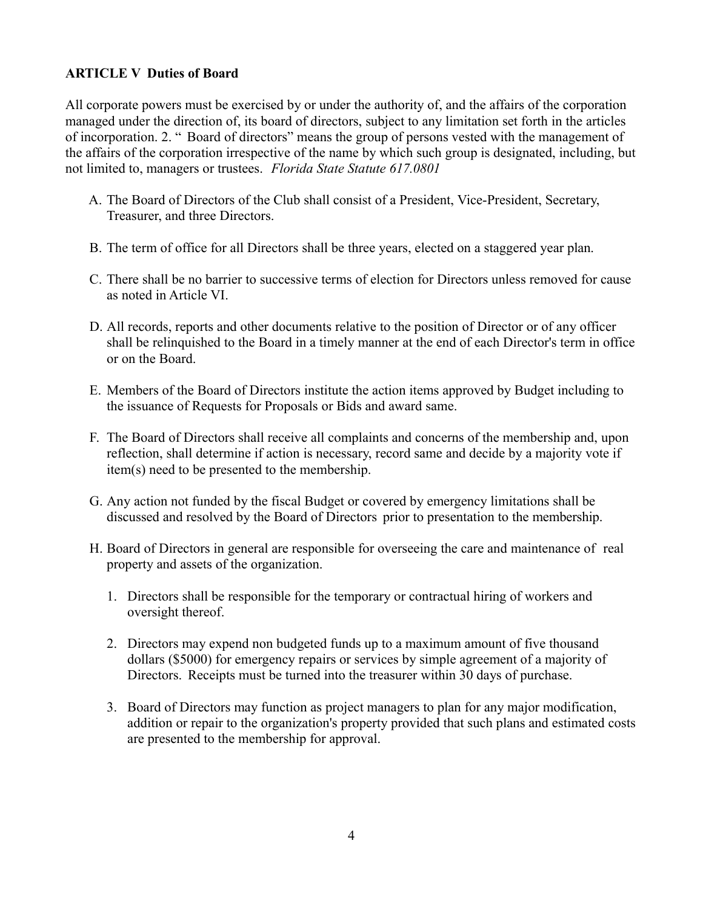**ARTICLE V Duties of Board**

All corporate powers must be exercised by or under the authority of, and the affairs of the corporation managed under the direction of, its board of directors, subject to any limitation set forth in the articles of incorporation. 2. " Board of directors" means the group of persons vested with the management of the affairs of the corporation irrespective of the name by which such group is designated, including, but not limited to, managers or trustees. *Florida State Statute 617.0801*

A. The Board of Directors of the Club shall consist of a President, Vice-President, Secretary, Treasurer, and three Directors.

B. The term of office for all Directors shall be three years, elected on a staggered year plan.

C. There shall be no barrier to successive terms of election for Directors unless removed for cause as noted in Article VI.

D. All records, reports and other documents relative to the position of Director or of any officer shall be relinquished to the Board in a timely manner at the end of each Director's term in office or on the Board.

E. Members of the Board of Directors institute the action items approved by Budget including to the issuance of Requests for Proposals or Bids and award same.

F. The Board of Directors shall receive all complaints and concerns of the membership and, upon reflection, shall determine if action is necessary, record same and decide by a majority vote if item(s) need to be presented to the membership.

G. Any action not funded by the fiscal Budget or covered by emergency limitations shall be discussed and resolved by the Board of Directors prior to presentation to the membership.

H. Board of Directors in general are responsible for overseeing the care and maintenance of real property and assets of the organization.

   1. Directors shall be responsible for the temporary or contractual hiring of workers and oversight thereof.

   2. Directors may expend non budgeted funds up to a maximum amount of five thousand dollars ($5000) for emergency repairs or services by simple agreement of a majority of Directors. Receipts must be turned into the treasurer within 30 days of purchase.

   3. Board of Directors may function as project managers to plan for any major modification, addition or repair to the organization's property provided that such plans and estimated costs are presented to the membership for approval.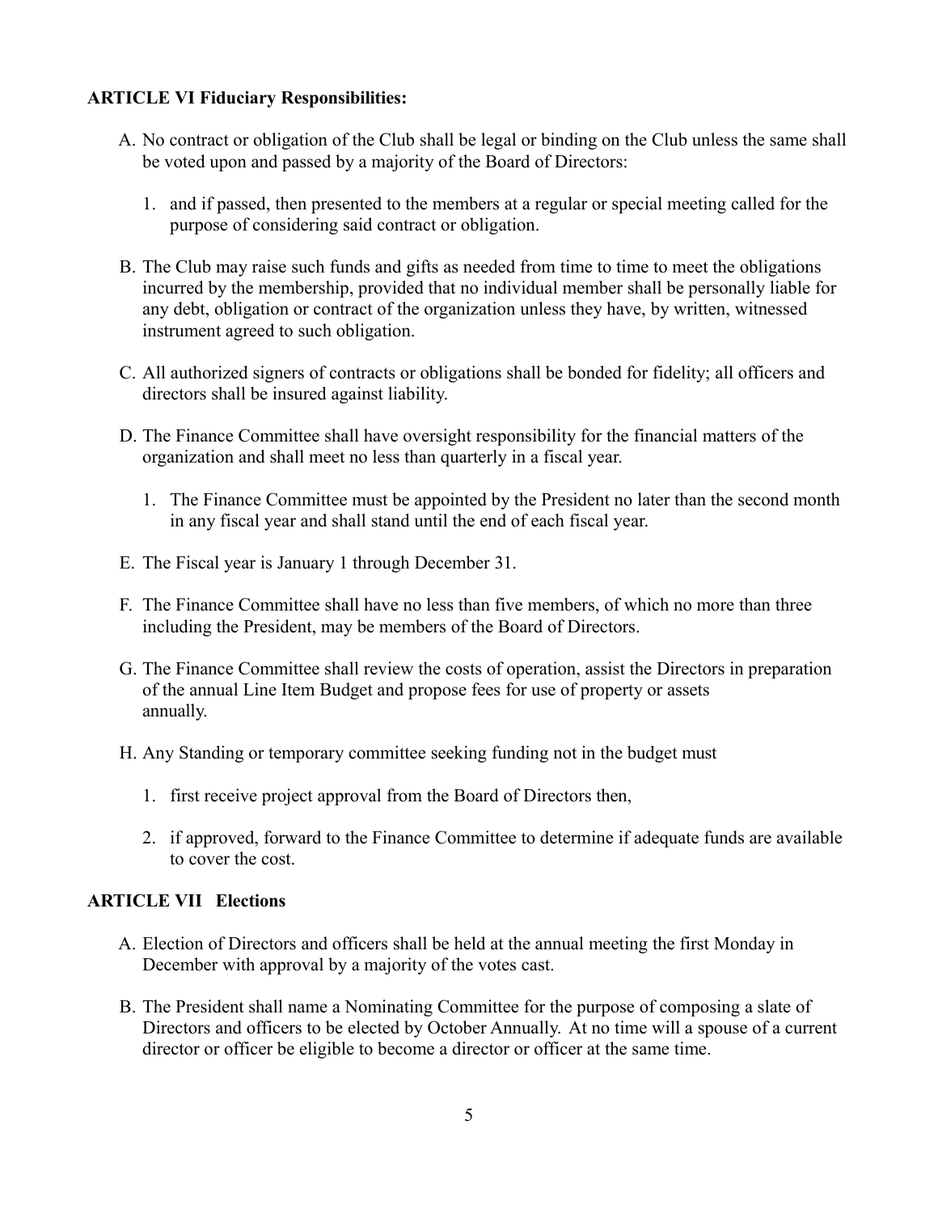**ARTICLE VI Fiduciary Responsibilities:**

A. No contract or obligation of the Club shall be legal or binding on the Club unless the same shall be voted upon and passed by a majority of the Board of Directors:

   1. and if passed, then presented to the members at a regular or special meeting called for the purpose of considering said contract or obligation.

B. The Club may raise such funds and gifts as needed from time to time to meet the obligations incurred by the membership, provided that no individual member shall be personally liable for any debt, obligation or contract of the organization unless they have, by written, witnessed instrument agreed to such obligation.

C. All authorized signers of contracts or obligations shall be bonded for fidelity; all officers and directors shall be insured against liability.

D. The Finance Committee shall have oversight responsibility for the financial matters of the organization and shall meet no less than quarterly in a fiscal year.

   1. The Finance Committee must be appointed by the President no later than the second month in any fiscal year and shall stand until the end of each fiscal year.

E. The Fiscal year is January 1 through December 31.

F. The Finance Committee shall have no less than five members, of which no more than three including the President, may be members of the Board of Directors.

G. The Finance Committee shall review the costs of operation, assist the Directors in preparation of the annual Line Item Budget and propose fees for use of property or assets annually.

H. Any Standing or temporary committee seeking funding not in the budget must

   1. first receive project approval from the Board of Directors then,

   2. if approved, forward to the Finance Committee to determine if adequate funds are available to cover the cost.

**ARTICLE VII Elections**

A. Election of Directors and officers shall be held at the annual meeting the first Monday in December with approval by a majority of the votes cast.

B. The President shall name a Nominating Committee for the purpose of composing a slate of Directors and officers to be elected by October Annually. At no time will a spouse of a current director or officer be eligible to become a director or officer at the same time.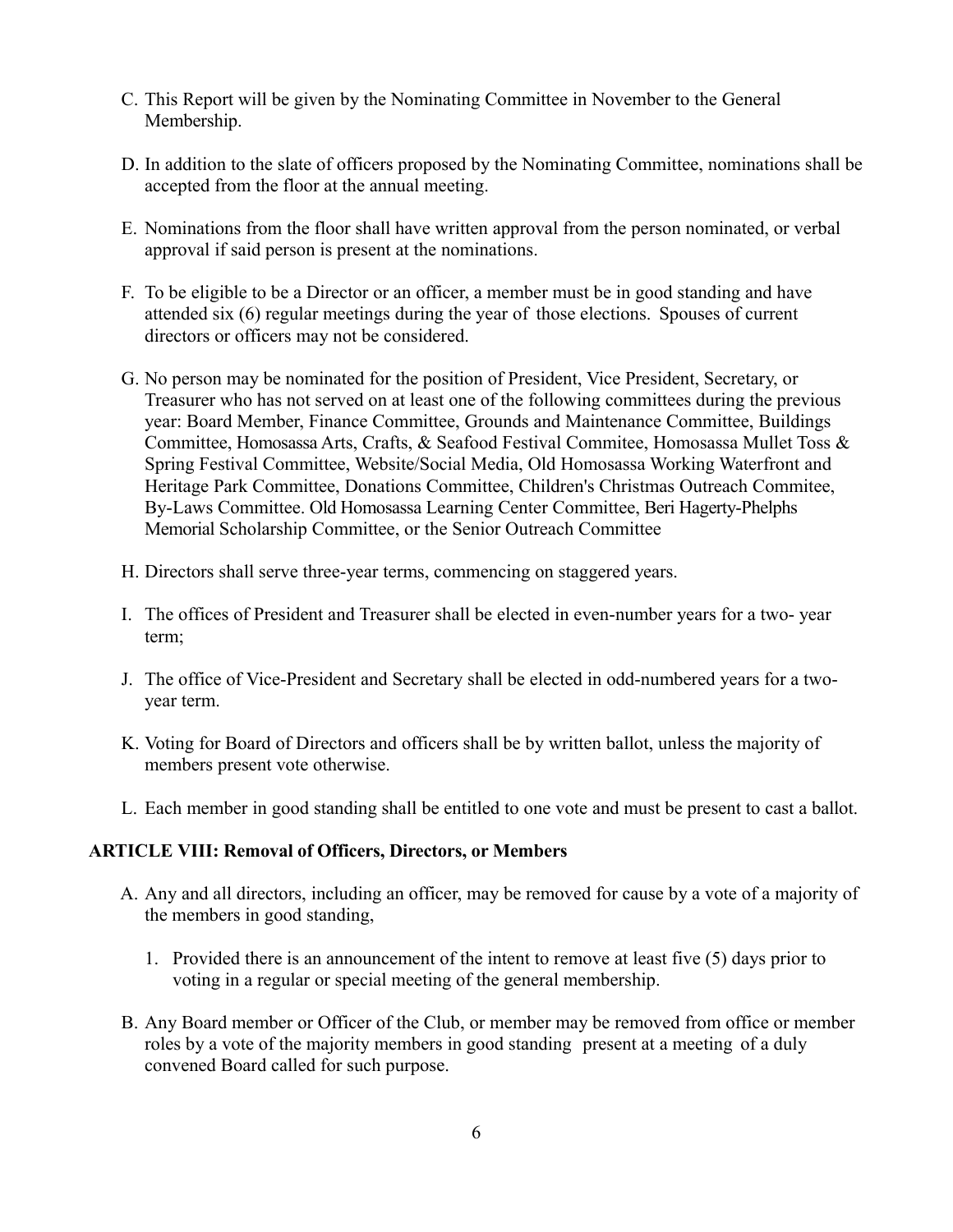C. This Report will be given by the Nominating Committee in November to the General Membership.

D. In addition to the slate of officers proposed by the Nominating Committee, nominations shall be accepted from the floor at the annual meeting.

E. Nominations from the floor shall have written approval from the person nominated, or verbal approval if said person is present at the nominations.

F. To be eligible to be a Director or an officer, a member must be in good standing and have attended six (6) regular meetings during the year of those elections. Spouses of current directors or officers may not be considered.

G. No person may be nominated for the position of President, Vice President, Secretary, or Treasurer who has not served on at least one of the following committees during the previous year: Board Member, Finance Committee, Grounds and Maintenance Committee, Buildings Committee, Homosassa Arts, Crafts, & Seafood Festival Commitee, Homosassa Mullet Toss & Spring Festival Committee, Website/Social Media, Old Homosassa Working Waterfront and Heritage Park Committee, Donations Committee, Children's Christmas Outreach Commitee, By-Laws Committee. Old Homosassa Learning Center Committee, Beri Hagerty-Phelphs Memorial Scholarship Committee, or the Senior Outreach Committee

H. Directors shall serve three-year terms, commencing on staggered years.

I. The offices of President and Treasurer shall be elected in even-number years for a two- year term;

J. The office of Vice-President and Secretary shall be elected in odd-numbered years for a two-year term.

K. Voting for Board of Directors and officers shall be by written ballot, unless the majority of members present vote otherwise.

L. Each member in good standing shall be entitled to one vote and must be present to cast a ballot.

## ARTICLE VIII: Removal of Officers, Directors, or Members

A. Any and all directors, including an officer, may be removed for cause by a vote of a majority of the members in good standing,

1. Provided there is an announcement of the intent to remove at least five (5) days prior to voting in a regular or special meeting of the general membership.

B. Any Board member or Officer of the Club, or member may be removed from office or member roles by a vote of the majority members in good standing present at a meeting of a duly convened Board called for such purpose.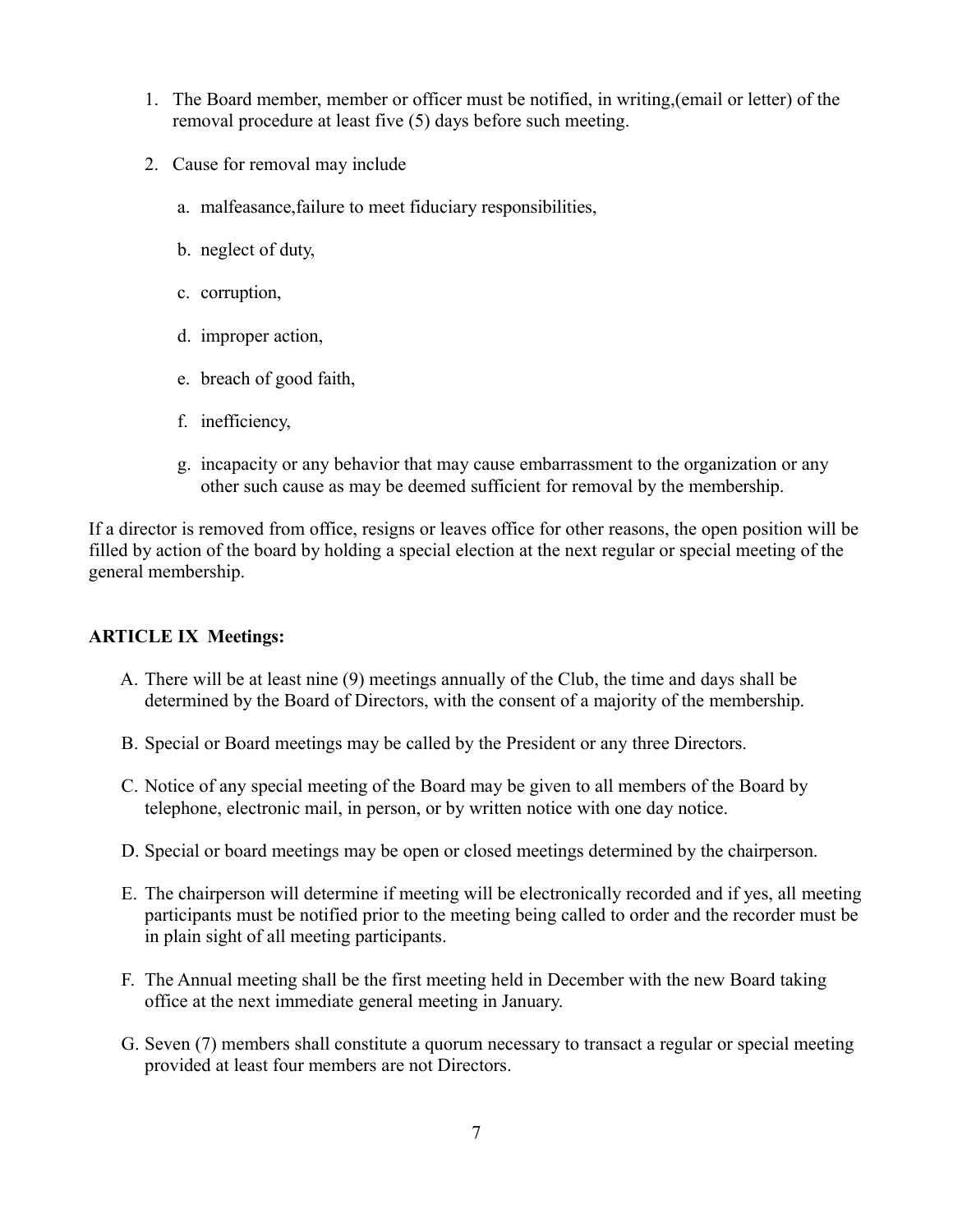1. The Board member, member or officer must be notified, in writing,(email or letter) of the removal procedure at least five (5) days before such meeting.

2. Cause for removal may include

   a. malfeasance,failure to meet fiduciary responsibilities,

   b. neglect of duty,

   c. corruption,

   d. improper action,

   e. breach of good faith,

   f. inefficiency,

   g. incapacity or any behavior that may cause embarrassment to the organization or any other such cause as may be deemed sufficient for removal by the membership.

If a director is removed from office, resigns or leaves office for other reasons, the open position will be filled by action of the board by holding a special election at the next regular or special meeting of the general membership.

**ARTICLE IX Meetings:**

A. There will be at least nine (9) meetings annually of the Club, the time and days shall be determined by the Board of Directors, with the consent of a majority of the membership.

B. Special or Board meetings may be called by the President or any three Directors.

C. Notice of any special meeting of the Board may be given to all members of the Board by telephone, electronic mail, in person, or by written notice with one day notice.

D. Special or board meetings may be open or closed meetings determined by the chairperson.

E. The chairperson will determine if meeting will be electronically recorded and if yes, all meeting participants must be notified prior to the meeting being called to order and the recorder must be in plain sight of all meeting participants.

F. The Annual meeting shall be the first meeting held in December with the new Board taking office at the next immediate general meeting in January.

G. Seven (7) members shall constitute a quorum necessary to transact a regular or special meeting provided at least four members are not Directors.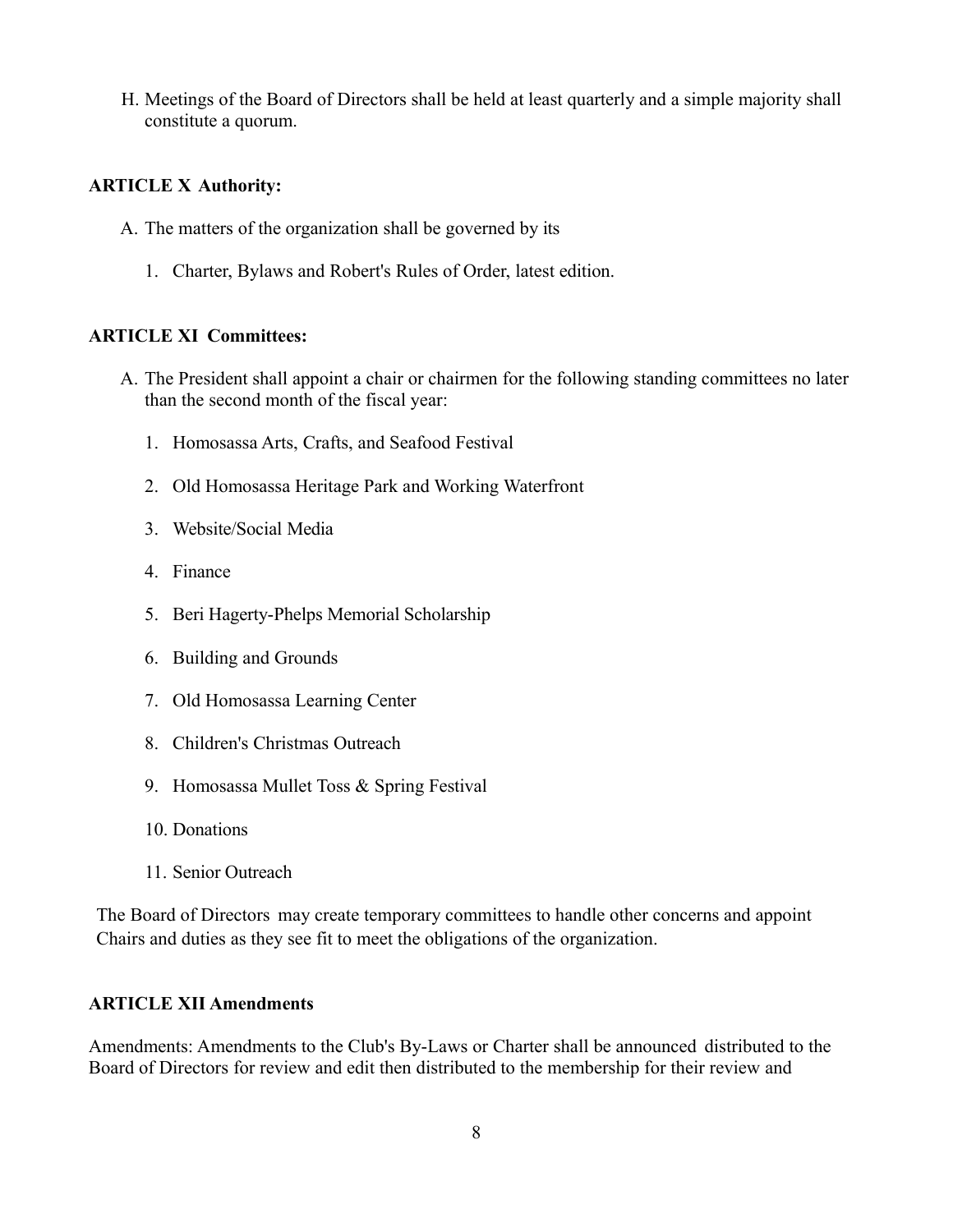H. Meetings of the Board of Directors shall be held at least quarterly and a simple majority shall constitute a quorum.

### ARTICLE X Authority:

A. The matters of the organization shall be governed by its

1. Charter, Bylaws and Robert's Rules of Order, latest edition.

### ARTICLE XI Committees:

A. The President shall appoint a chair or chairmen for the following standing committees no later than the second month of the fiscal year:

1. Homosassa Arts, Crafts, and Seafood Festival
2. Old Homosassa Heritage Park and Working Waterfront
3. Website/Social Media
4. Finance
5. Beri Hagerty-Phelps Memorial Scholarship
6. Building and Grounds
7. Old Homosassa Learning Center
8. Children's Christmas Outreach
9. Homosassa Mullet Toss & Spring Festival
10. Donations
11. Senior Outreach

The Board of Directors may create temporary committees to handle other concerns and appoint Chairs and duties as they see fit to meet the obligations of the organization.

### ARTICLE XII Amendments

Amendments: Amendments to the Club's By-Laws or Charter shall be announced distributed to the Board of Directors for review and edit then distributed to the membership for their review and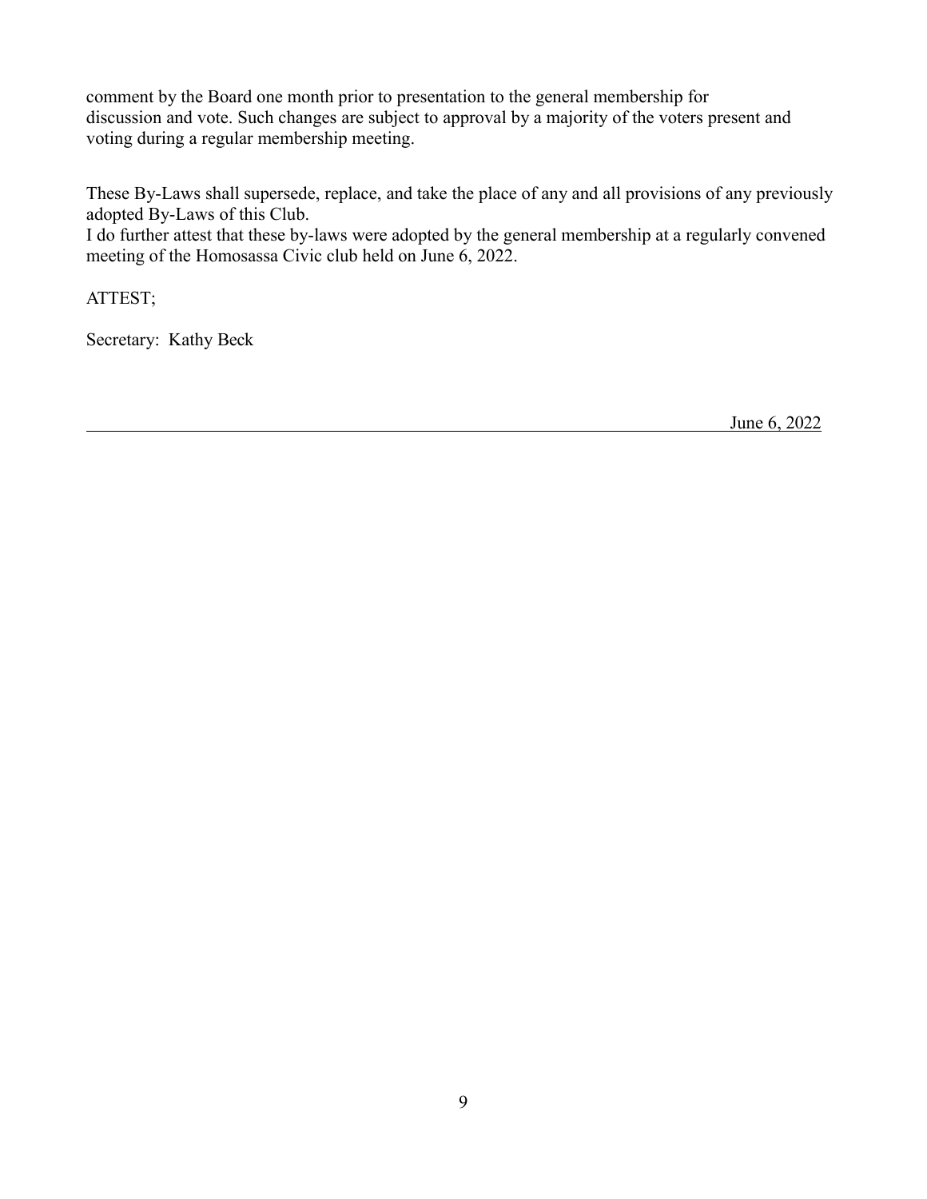comment by the Board one month prior to presentation to the general membership for discussion and vote. Such changes are subject to approval by a majority of the voters present and voting during a regular membership meeting.

These By-Laws shall supersede, replace, and take the place of any and all provisions of any previously adopted By-Laws of this Club.
I do further attest that these by-laws were adopted by the general membership at a regularly convened meeting of the Homosassa Civic club held on June 6, 2022.

ATTEST;

Secretary: Kathy Beck

June 6, 2022